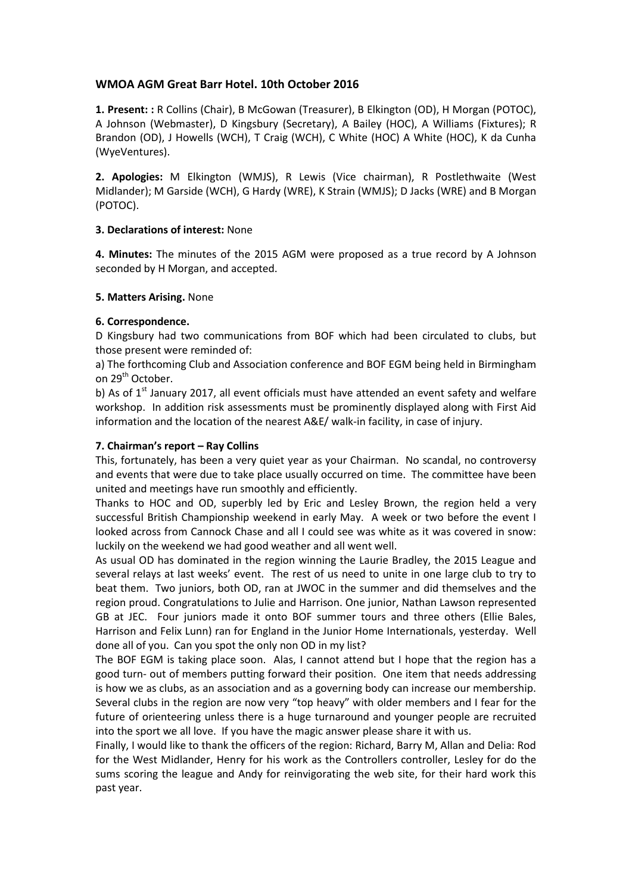## WMOA AGM Great Barr Hotel. 10th October 2016

**1. Present: :** R Collins (Chair), B McGowan (Treasurer), B Elkington (OD), H Morgan (POTOC), A Johnson (Webmaster), D Kingsbury (Secretary), A Bailey (HOC), A Williams (Fixtures); R Brandon (OD), J Howells (WCH), T Craig (WCH), C White (HOC) A White (HOC), K da Cunha (WyeVentures).

**2. Apologies:** M Elkington (WMJS), R Lewis (Vice chairman), R Postlethwaite (West Midlander); M Garside (WCH), G Hardy (WRE), K Strain (WMJS); D Jacks (WRE) and B Morgan (POTOC).

**3. Declarations of interest:** None

**4. Minutes:** The minutes of the 2015 AGM were proposed as a true record by A Johnson seconded by H Morgan, and accepted.

**5. Matters Arising.** None

**6. Correspondence.**

D Kingsbury had two communications from BOF which had been circulated to clubs, but those present were reminded of:

a) The forthcoming Club and Association conference and BOF EGM being held in Birmingham on 29th October.

b) As of 1st January 2017, all event officials must have attended an event safety and welfare workshop. In addition risk assessments must be prominently displayed along with First Aid information and the location of the nearest A&E/ walk-in facility, in case of injury.

**7. Chairman's report – Ray Collins**

This, fortunately, has been a very quiet year as your Chairman. No scandal, no controversy and events that were due to take place usually occurred on time. The committee have been united and meetings have run smoothly and efficiently.

Thanks to HOC and OD, superbly led by Eric and Lesley Brown, the region held a very successful British Championship weekend in early May. A week or two before the event I looked across from Cannock Chase and all I could see was white as it was covered in snow: luckily on the weekend we had good weather and all went well.

As usual OD has dominated in the region winning the Laurie Bradley, the 2015 League and several relays at last weeks' event. The rest of us need to unite in one large club to try to beat them. Two juniors, both OD, ran at JWOC in the summer and did themselves and the region proud. Congratulations to Julie and Harrison. One junior, Nathan Lawson represented GB at JEC. Four juniors made it onto BOF summer tours and three others (Ellie Bales, Harrison and Felix Lunn) ran for England in the Junior Home Internationals, yesterday. Well done all of you. Can you spot the only non OD in my list?

The BOF EGM is taking place soon. Alas, I cannot attend but I hope that the region has a good turn- out of members putting forward their position. One item that needs addressing is how we as clubs, as an association and as a governing body can increase our membership. Several clubs in the region are now very "top heavy" with older members and I fear for the future of orienteering unless there is a huge turnaround and younger people are recruited into the sport we all love. If you have the magic answer please share it with us.

Finally, I would like to thank the officers of the region: Richard, Barry M, Allan and Delia: Rod for the West Midlander, Henry for his work as the Controllers controller, Lesley for do the sums scoring the league and Andy for reinvigorating the web site, for their hard work this past year.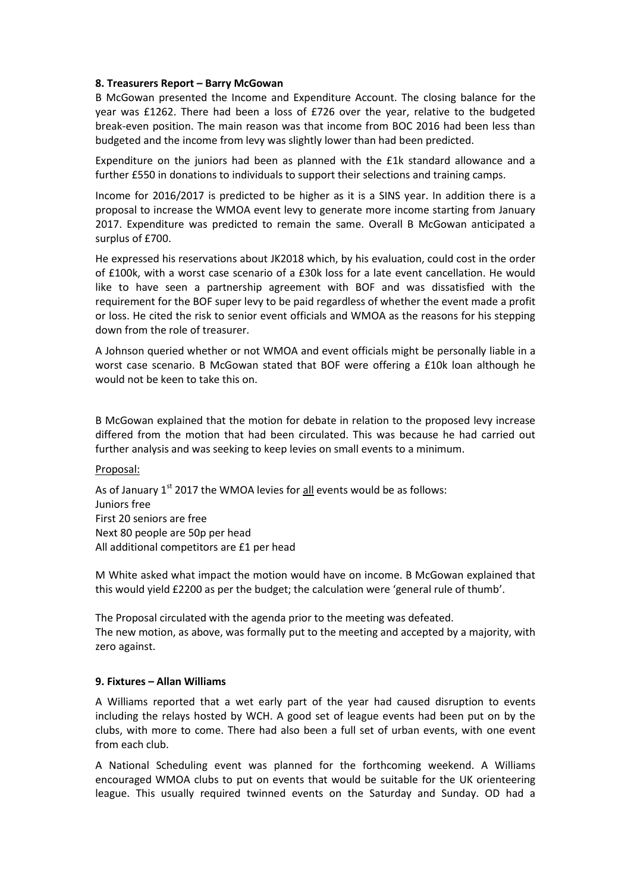**8. Treasurers Report – Barry McGowan**

B McGowan presented the Income and Expenditure Account. The closing balance for the year was £1262. There had been a loss of £726 over the year, relative to the budgeted break-even position. The main reason was that income from BOC 2016 had been less than budgeted and the income from levy was slightly lower than had been predicted.

Expenditure on the juniors had been as planned with the £1k standard allowance and a further £550 in donations to individuals to support their selections and training camps.

Income for 2016/2017 is predicted to be higher as it is a SINS year. In addition there is a proposal to increase the WMOA event levy to generate more income starting from January 2017. Expenditure was predicted to remain the same. Overall B McGowan anticipated a surplus of £700.

He expressed his reservations about JK2018 which, by his evaluation, could cost in the order of £100k, with a worst case scenario of a £30k loss for a late event cancellation. He would like to have seen a partnership agreement with BOF and was dissatisfied with the requirement for the BOF super levy to be paid regardless of whether the event made a profit or loss. He cited the risk to senior event officials and WMOA as the reasons for his stepping down from the role of treasurer.

A Johnson queried whether or not WMOA and event officials might be personally liable in a worst case scenario. B McGowan stated that BOF were offering a £10k loan although he would not be keen to take this on.

B McGowan explained that the motion for debate in relation to the proposed levy increase differed from the motion that had been circulated. This was because he had carried out further analysis and was seeking to keep levies on small events to a minimum.

Proposal:

As of January 1st 2017 the WMOA levies for all events would be as follows:
Juniors free
First 20 seniors are free
Next 80 people are 50p per head
All additional competitors are £1 per head

M White asked what impact the motion would have on income. B McGowan explained that this would yield £2200 as per the budget; the calculation were 'general rule of thumb'.

The Proposal circulated with the agenda prior to the meeting was defeated.
The new motion, as above, was formally put to the meeting and accepted by a majority, with zero against.

**9. Fixtures – Allan Williams**

A Williams reported that a wet early part of the year had caused disruption to events including the relays hosted by WCH. A good set of league events had been put on by the clubs, with more to come. There had also been a full set of urban events, with one event from each club.

A National Scheduling event was planned for the forthcoming weekend. A Williams encouraged WMOA clubs to put on events that would be suitable for the UK orienteering league. This usually required twinned events on the Saturday and Sunday. OD had a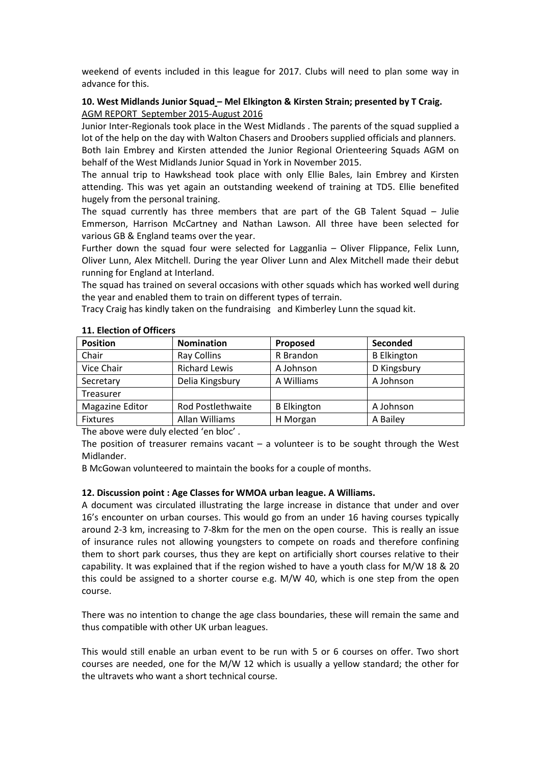weekend of events included in this league for 2017. Clubs will need to plan some way in advance for this.

**10. West Midlands Junior Squad – Mel Elkington & Kirsten Strain; presented by T Craig.**

AGM REPORT September 2015-August 2016

Junior Inter-Regionals took place in the West Midlands . The parents of the squad supplied a lot of the help on the day with Walton Chasers and Droobers supplied officials and planners. Both Iain Embrey and Kirsten attended the Junior Regional Orienteering Squads AGM on behalf of the West Midlands Junior Squad in York in November 2015.

The annual trip to Hawkshead took place with only Ellie Bales, Iain Embrey and Kirsten attending. This was yet again an outstanding weekend of training at TD5. Ellie benefited hugely from the personal training.

The squad currently has three members that are part of the GB Talent Squad – Julie Emmerson, Harrison McCartney and Nathan Lawson. All three have been selected for various GB & England teams over the year.

Further down the squad four were selected for Lagganlia – Oliver Flippance, Felix Lunn, Oliver Lunn, Alex Mitchell. During the year Oliver Lunn and Alex Mitchell made their debut running for England at Interland.

The squad has trained on several occasions with other squads which has worked well during the year and enabled them to train on different types of terrain.

Tracy Craig has kindly taken on the fundraising and Kimberley Lunn the squad kit.

**11. Election of Officers**

| Position | Nomination | Proposed | Seconded |
|---|---|---|---|
| Chair | Ray Collins | R Brandon | B Elkington |
| Vice Chair | Richard Lewis | A Johnson | D Kingsbury |
| Secretary | Delia Kingsbury | A Williams | A Johnson |
| Treasurer | | | |
| Magazine Editor | Rod Postlethwaite | B Elkington | A Johnson |
| Fixtures | Allan Williams | H Morgan | A Bailey |

The above were duly elected 'en bloc' .

The position of treasurer remains vacant – a volunteer is to be sought through the West Midlander.

B McGowan volunteered to maintain the books for a couple of months.

**12. Discussion point : Age Classes for WMOA urban league. A Williams.**

A document was circulated illustrating the large increase in distance that under and over 16's encounter on urban courses. This would go from an under 16 having courses typically around 2-3 km, increasing to 7-8km for the men on the open course. This is really an issue of insurance rules not allowing youngsters to compete on roads and therefore confining them to short park courses, thus they are kept on artificially short courses relative to their capability. It was explained that if the region wished to have a youth class for M/W 18 & 20 this could be assigned to a shorter course e.g. M/W 40, which is one step from the open course.

There was no intention to change the age class boundaries, these will remain the same and thus compatible with other UK urban leagues.

This would still enable an urban event to be run with 5 or 6 courses on offer. Two short courses are needed, one for the M/W 12 which is usually a yellow standard; the other for the ultravets who want a short technical course.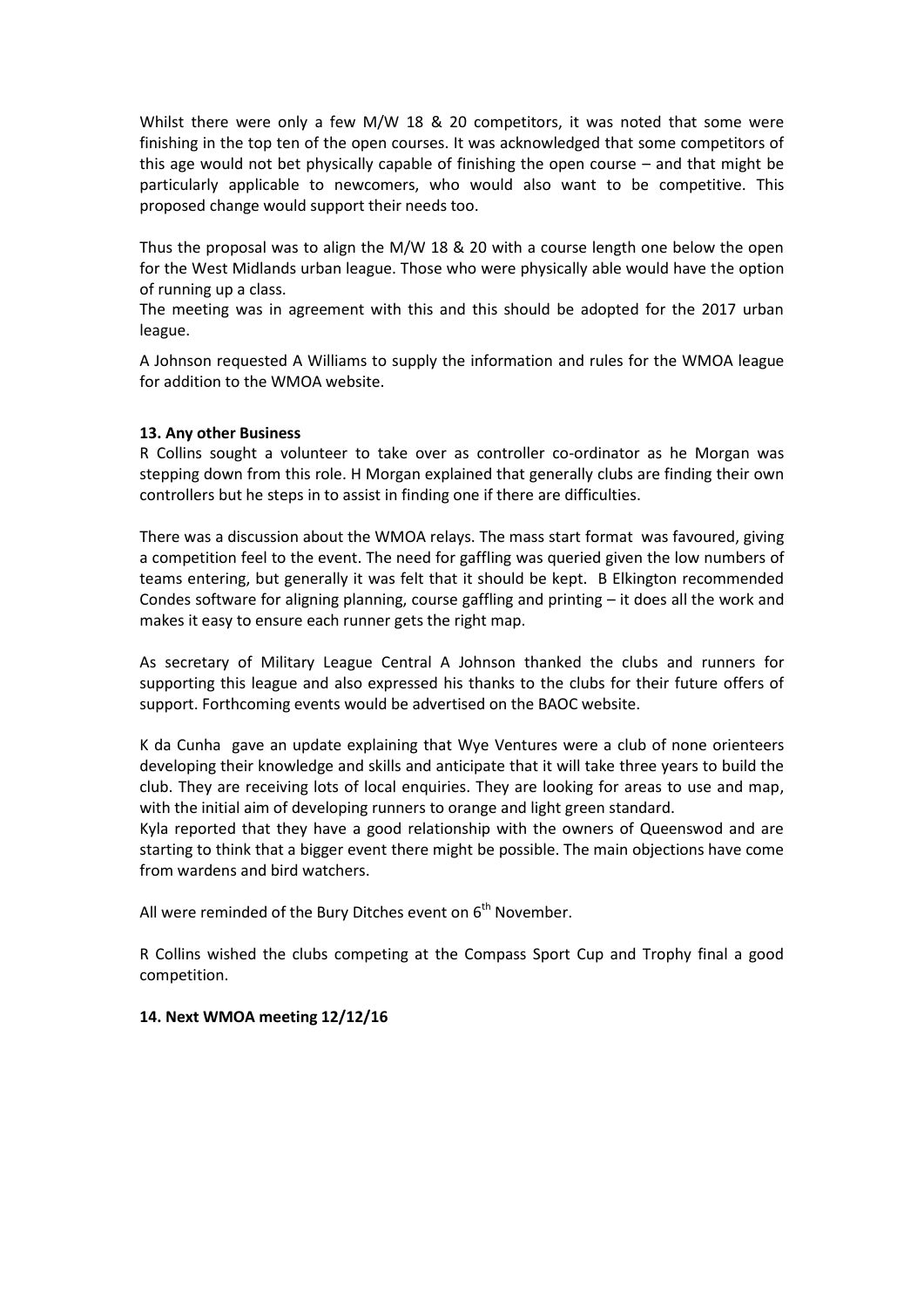Whilst there were only a few M/W 18 & 20 competitors, it was noted that some were finishing in the top ten of the open courses. It was acknowledged that some competitors of this age would not bet physically capable of finishing the open course – and that might be particularly applicable to newcomers, who would also want to be competitive. This proposed change would support their needs too.

Thus the proposal was to align the M/W 18 & 20 with a course length one below the open for the West Midlands urban league. Those who were physically able would have the option of running up a class.
The meeting was in agreement with this and this should be adopted for the 2017 urban league.

A Johnson requested A Williams to supply the information and rules for the WMOA league for addition to the WMOA website.

**13. Any other Business**
R Collins sought a volunteer to take over as controller co-ordinator as he Morgan was stepping down from this role. H Morgan explained that generally clubs are finding their own controllers but he steps in to assist in finding one if there are difficulties.

There was a discussion about the WMOA relays. The mass start format was favoured, giving a competition feel to the event. The need for gaffling was queried given the low numbers of teams entering, but generally it was felt that it should be kept. B Elkington recommended Condes software for aligning planning, course gaffling and printing – it does all the work and makes it easy to ensure each runner gets the right map.

As secretary of Military League Central A Johnson thanked the clubs and runners for supporting this league and also expressed his thanks to the clubs for their future offers of support. Forthcoming events would be advertised on the BAOC website.

K da Cunha gave an update explaining that Wye Ventures were a club of none orienteers developing their knowledge and skills and anticipate that it will take three years to build the club. They are receiving lots of local enquiries. They are looking for areas to use and map, with the initial aim of developing runners to orange and light green standard.
Kyla reported that they have a good relationship with the owners of Queenswod and are starting to think that a bigger event there might be possible. The main objections have come from wardens and bird watchers.

All were reminded of the Bury Ditches event on 6th November.

R Collins wished the clubs competing at the Compass Sport Cup and Trophy final a good competition.

**14. Next WMOA meeting 12/12/16**